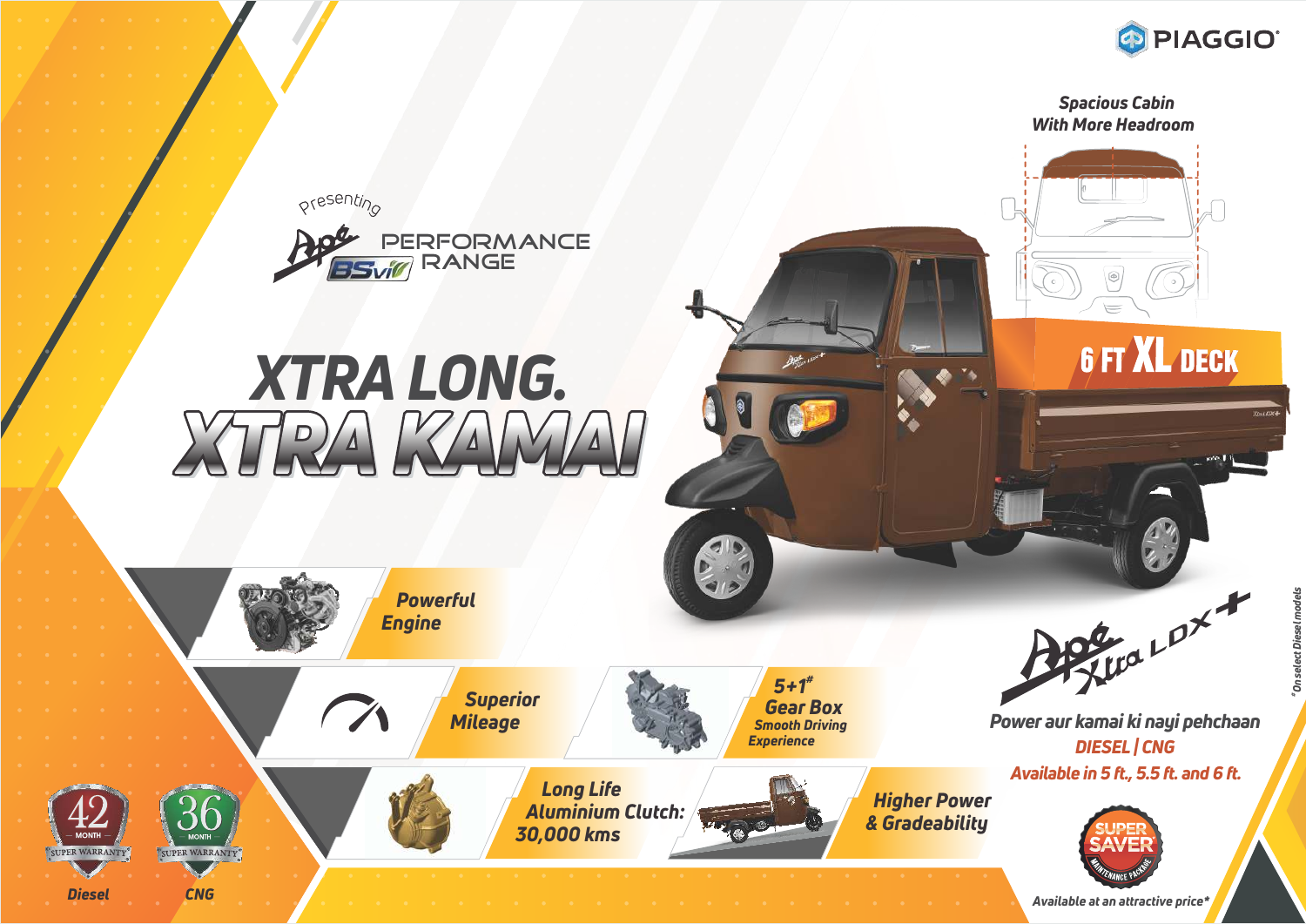PIAGGIO

Presenting

Ape BSVI PERFORMANCE RANGE

# XTRA LONG. XTRA KAMAI

Spacious Cabin With More Headroom

6 FT XL DECK

Powerful Engine

Superior Mileage

5+1# Gear Box
Smooth Driving Experience

Long Life Aluminium Clutch: 30,000 kms

Higher Power & Gradeability

42 MONTH SUPER WARRANTY
Diesel

36 MONTH SUPER WARRANTY
CNG

Ape Xtra LDX+

Power aur kamai ki nayi pehchaan

DIESEL | CNG

Available in 5 ft., 5.5 ft. and 6 ft.

SUPER SAVER MAINTENANCE PACKAGE

Available at an attractive price*

#On select Diesel models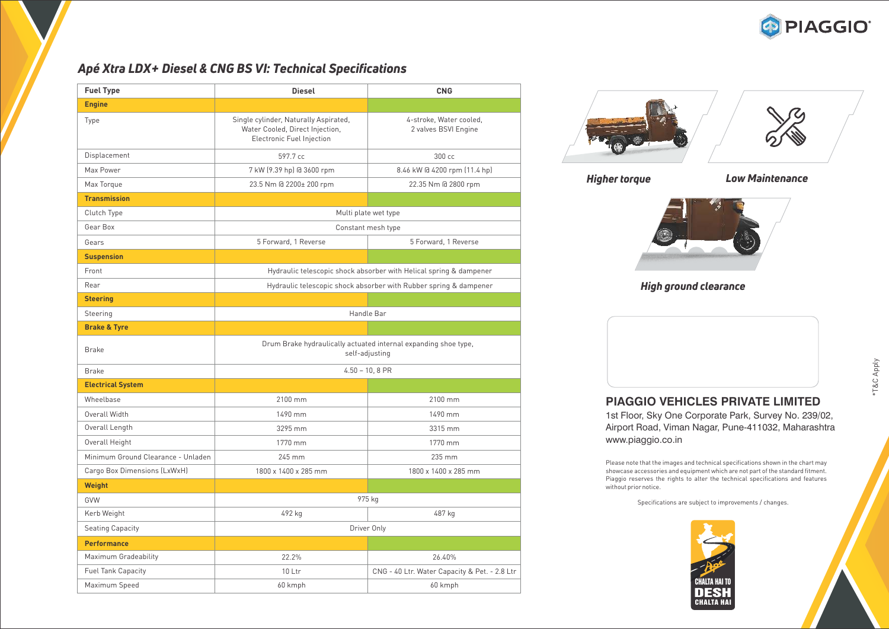PIAGGIO

## *Apé Xtra LDX+ Diesel & CNG BS VI: Technical Specifications*

| Fuel Type | Diesel | CNG |
|---|---|---|
| **Engine** | | |
| Type | Single cylinder, Naturally Aspirated, Water Cooled, Direct Injection, Electronic Fuel Injection | 4-stroke, Water cooled, 2 valves BSVI Engine |
| Displacement | 597.7 cc | 300 cc |
| Max Power | 7 kW (9.39 hp) @ 3600 rpm | 8.46 kW @ 4200 rpm (11.4 hp) |
| Max Torque | 23.5 Nm @ 2200± 200 rpm | 22.35 Nm @ 2800 rpm |
| **Transmission** | | |
| Clutch Type | Multi plate wet type | |
| Gear Box | Constant mesh type | |
| Gears | 5 Forward, 1 Reverse | 5 Forward, 1 Reverse |
| **Suspension** | | |
| Front | Hydraulic telescopic shock absorber with Helical spring & dampener | |
| Rear | Hydraulic telescopic shock absorber with Rubber spring & dampener | |
| **Steering** | | |
| Steering | Handle Bar | |
| **Brake & Tyre** | | |
| Brake | Drum Brake hydraulically actuated internal expanding shoe type, self-adjusting | |
| Brake | 4.50 – 10, 8 PR | |
| **Electrical System** | | |
| Wheelbase | 2100 mm | 2100 mm |
| Overall Width | 1490 mm | 1490 mm |
| Overall Length | 3295 mm | 3315 mm |
| Overall Height | 1770 mm | 1770 mm |
| Minimum Ground Clearance - Unladen | 245 mm | 235 mm |
| Cargo Box Dimensions (LxWxH) | 1800 x 1400 x 285 mm | 1800 x 1400 x 285 mm |
| **Weight** | | |
| GVW | 975 kg | |
| Kerb Weight | 492 kg | 487 kg |
| Seating Capacity | Driver Only | |
| **Performance** | | |
| Maximum Gradeability | 22.2% | 26.40% |
| Fuel Tank Capacity | 10 Ltr | CNG - 40 Ltr. Water Capacity & Pet. - 2.8 Ltr |
| Maximum Speed | 60 kmph | 60 kmph |

***Higher torque***

***Low Maintenance***

***High ground clearance***

**PIAGGIO VEHICLES PRIVATE LIMITED**

1st Floor, Sky One Corporate Park, Survey No. 239/02, Airport Road, Viman Nagar, Pune-411032, Maharashtra
www.piaggio.co.in

Please note that the images and technical specifications shown in the chart may showcase accessories and equipment which are not part of the standard fitment. Piaggio reserves the rights to alter the technical specifications and features without prior notice.

Specifications are subject to improvements / changes.

Apé CHALTA HAI TO DESH CHALTA HAI

*T&C Apply